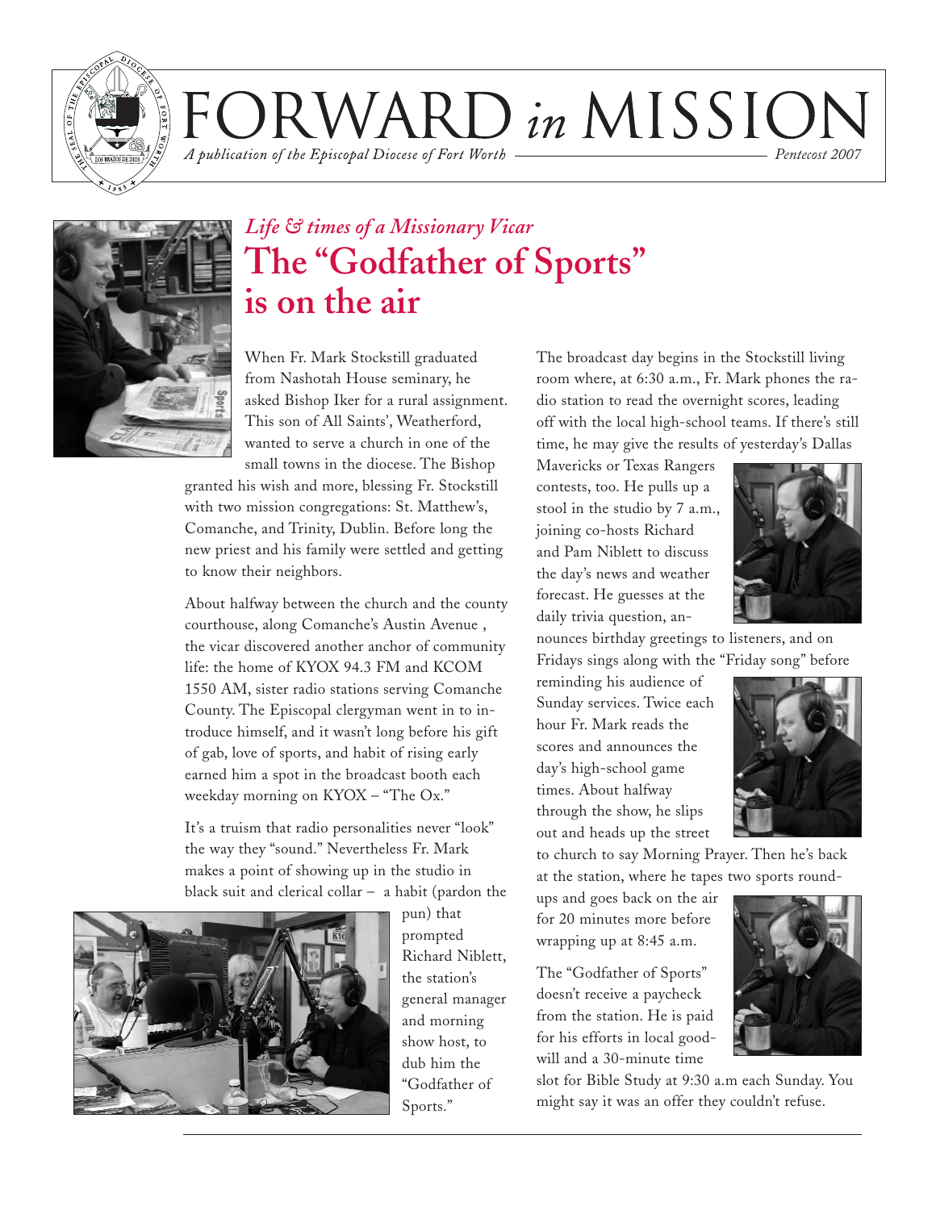# FORWARD *in* MISSION

*A publication of the Episcopal Diocese of Fort Worth* — *Pentecost 2007*

*Life & times of a Missionary Vicar*

## The "Godfather of Sports" is on the air

When Fr. Mark Stockstill graduated from Nashotah House seminary, he asked Bishop Iker for a rural assignment. This son of All Saints', Weatherford, wanted to serve a church in one of the small towns in the diocese. The Bishop granted his wish and more, blessing Fr. Stockstill with two mission congregations: St. Matthew's, Comanche, and Trinity, Dublin. Before long the new priest and his family were settled and getting to know their neighbors.

About halfway between the church and the county courthouse, along Comanche's Austin Avenue , the vicar discovered another anchor of community life: the home of KYOX 94.3 FM and KCOM 1550 AM, sister radio stations serving Comanche County. The Episcopal clergyman went in to introduce himself, and it wasn't long before his gift of gab, love of sports, and habit of rising early earned him a spot in the broadcast booth each weekday morning on KYOX – "The Ox."

It's a truism that radio personalities never "look" the way they "sound." Nevertheless Fr. Mark makes a point of showing up in the studio in black suit and clerical collar – a habit (pardon the pun) that prompted Richard Niblett, the station's general manager and morning show host, to dub him the "Godfather of Sports."

The broadcast day begins in the Stockstill living room where, at 6:30 a.m., Fr. Mark phones the radio station to read the overnight scores, leading off with the local high-school teams. If there's still time, he may give the results of yesterday's Dallas Mavericks or Texas Rangers contests, too. He pulls up a stool in the studio by 7 a.m., joining co-hosts Richard and Pam Niblett to discuss the day's news and weather forecast. He guesses at the daily trivia question, announces birthday greetings to listeners, and on Fridays sings along with the "Friday song" before reminding his audience of Sunday services. Twice each hour Fr. Mark reads the scores and announces the day's high-school game times. About halfway through the show, he slips out and heads up the street to church to say Morning Prayer. Then he's back at the station, where he tapes two sports roundups and goes back on the air for 20 minutes more before wrapping up at 8:45 a.m.

The "Godfather of Sports" doesn't receive a paycheck from the station. He is paid for his efforts in local goodwill and a 30-minute time slot for Bible Study at 9:30 a.m each Sunday. You might say it was an offer they couldn't refuse.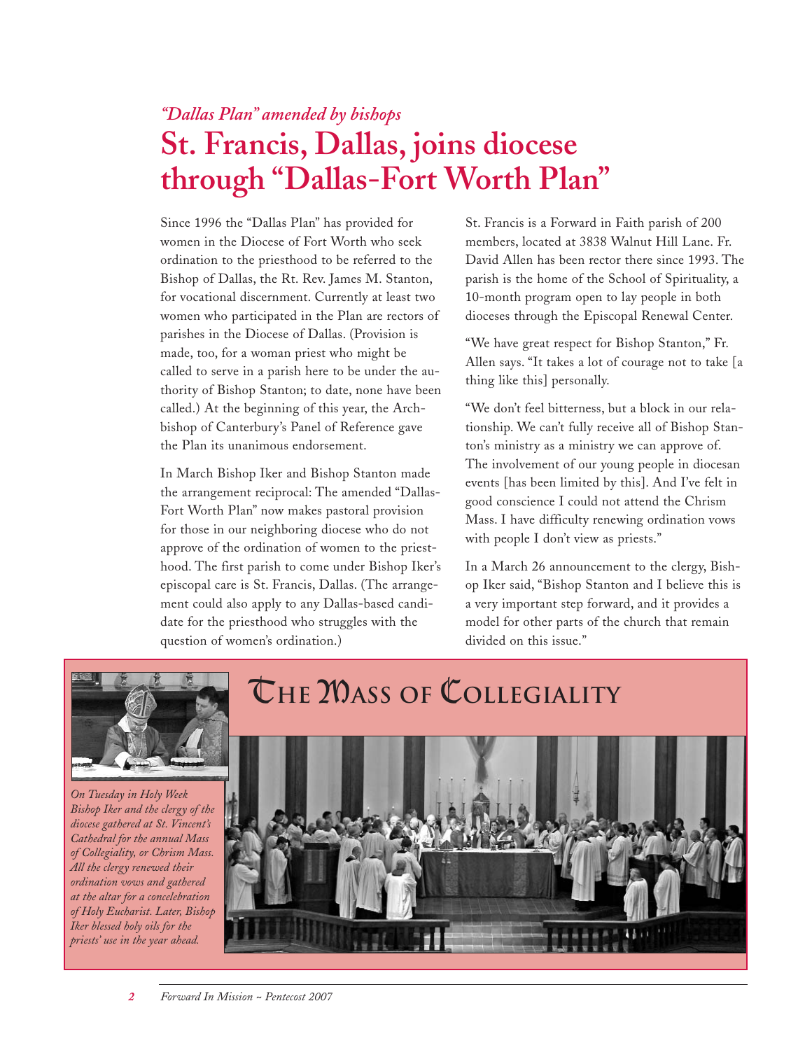*"Dallas Plan" amended by bishops*

# St. Francis, Dallas, joins diocese through "Dallas-Fort Worth Plan"

Since 1996 the "Dallas Plan" has provided for women in the Diocese of Fort Worth who seek ordination to the priesthood to be referred to the Bishop of Dallas, the Rt. Rev. James M. Stanton, for vocational discernment. Currently at least two women who participated in the Plan are rectors of parishes in the Diocese of Dallas. (Provision is made, too, for a woman priest who might be called to serve in a parish here to be under the authority of Bishop Stanton; to date, none have been called.) At the beginning of this year, the Archbishop of Canterbury's Panel of Reference gave the Plan its unanimous endorsement.

In March Bishop Iker and Bishop Stanton made the arrangement reciprocal: The amended "Dallas-Fort Worth Plan" now makes pastoral provision for those in our neighboring diocese who do not approve of the ordination of women to the priesthood. The first parish to come under Bishop Iker's episcopal care is St. Francis, Dallas. (The arrangement could also apply to any Dallas-based candidate for the priesthood who struggles with the question of women's ordination.)

St. Francis is a Forward in Faith parish of 200 members, located at 3838 Walnut Hill Lane. Fr. David Allen has been rector there since 1993. The parish is the home of the School of Spirituality, a 10-month program open to lay people in both dioceses through the Episcopal Renewal Center.

"We have great respect for Bishop Stanton," Fr. Allen says. "It takes a lot of courage not to take [a thing like this] personally.

"We don't feel bitterness, but a block in our relationship. We can't fully receive all of Bishop Stanton's ministry as a ministry we can approve of. The involvement of our young people in diocesan events [has been limited by this]. And I've felt in good conscience I could not attend the Chrism Mass. I have difficulty renewing ordination vows with people I don't view as priests."

In a March 26 announcement to the clergy, Bishop Iker said, "Bishop Stanton and I believe this is a very important step forward, and it provides a model for other parts of the church that remain divided on this issue."

## The Mass of Collegiality

*On Tuesday in Holy Week Bishop Iker and the clergy of the diocese gathered at St. Vincent's Cathedral for the annual Mass of Collegiality, or Chrism Mass. All the clergy renewed their ordination vows and gathered at the altar for a concelebration of Holy Eucharist. Later, Bishop Iker blessed holy oils for the priests' use in the year ahead.*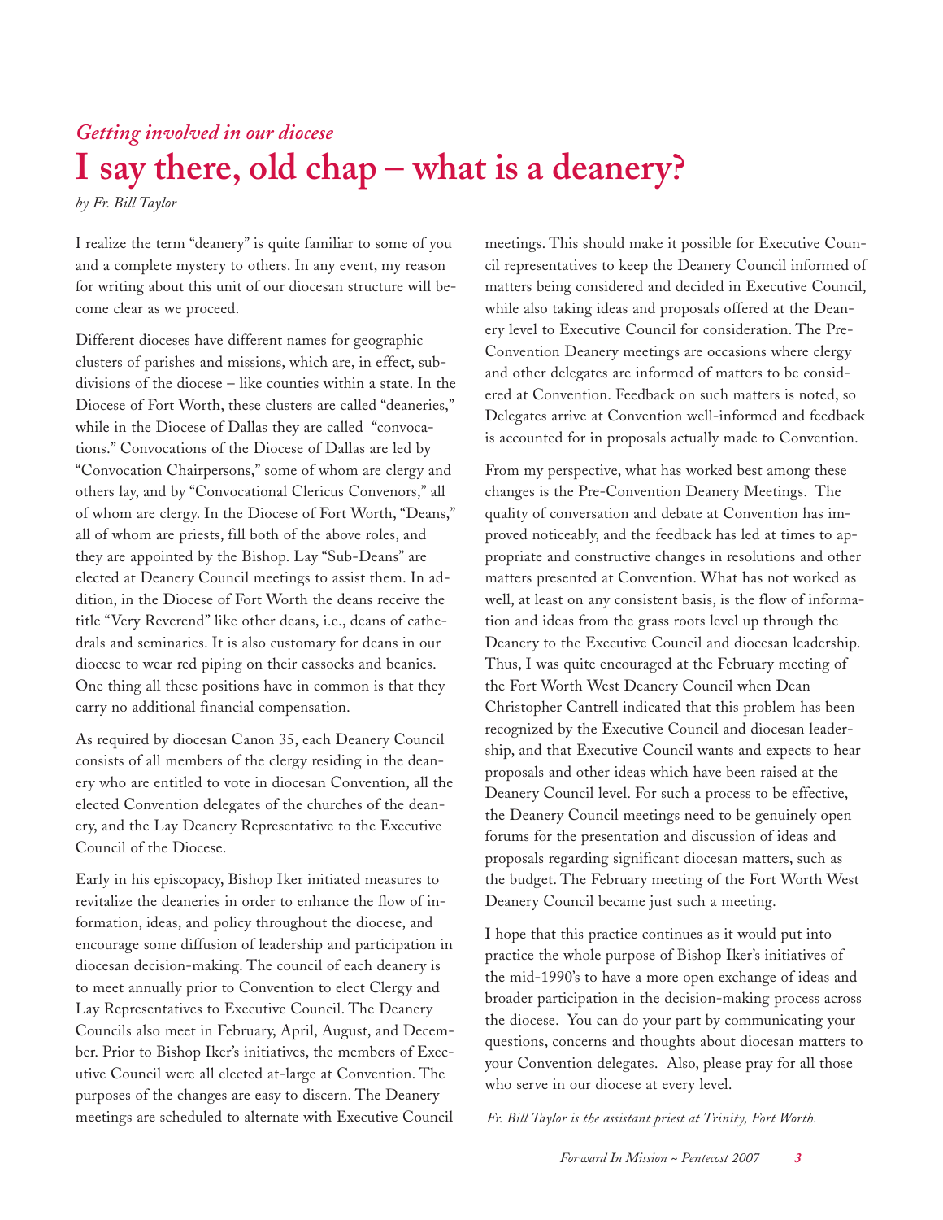*Getting involved in our diocese*

# I say there, old chap – what is a deanery?

*by Fr. Bill Taylor*

I realize the term "deanery" is quite familiar to some of you and a complete mystery to others. In any event, my reason for writing about this unit of our diocesan structure will become clear as we proceed.

Different dioceses have different names for geographic clusters of parishes and missions, which are, in effect, subdivisions of the diocese – like counties within a state. In the Diocese of Fort Worth, these clusters are called "deaneries," while in the Diocese of Dallas they are called "convocations." Convocations of the Diocese of Dallas are led by "Convocation Chairpersons," some of whom are clergy and others lay, and by "Convocational Clericus Convenors," all of whom are clergy. In the Diocese of Fort Worth, "Deans," all of whom are priests, fill both of the above roles, and they are appointed by the Bishop. Lay "Sub-Deans" are elected at Deanery Council meetings to assist them. In addition, in the Diocese of Fort Worth the deans receive the title "Very Reverend" like other deans, i.e., deans of cathedrals and seminaries. It is also customary for deans in our diocese to wear red piping on their cassocks and beanies. One thing all these positions have in common is that they carry no additional financial compensation.

As required by diocesan Canon 35, each Deanery Council consists of all members of the clergy residing in the deanery who are entitled to vote in diocesan Convention, all the elected Convention delegates of the churches of the deanery, and the Lay Deanery Representative to the Executive Council of the Diocese.

Early in his episcopacy, Bishop Iker initiated measures to revitalize the deaneries in order to enhance the flow of information, ideas, and policy throughout the diocese, and encourage some diffusion of leadership and participation in diocesan decision-making. The council of each deanery is to meet annually prior to Convention to elect Clergy and Lay Representatives to Executive Council. The Deanery Councils also meet in February, April, August, and December. Prior to Bishop Iker's initiatives, the members of Executive Council were all elected at-large at Convention. The purposes of the changes are easy to discern. The Deanery meetings are scheduled to alternate with Executive Council meetings. This should make it possible for Executive Council representatives to keep the Deanery Council informed of matters being considered and decided in Executive Council, while also taking ideas and proposals offered at the Deanery level to Executive Council for consideration. The Pre-Convention Deanery meetings are occasions where clergy and other delegates are informed of matters to be considered at Convention. Feedback on such matters is noted, so Delegates arrive at Convention well-informed and feedback is accounted for in proposals actually made to Convention.

From my perspective, what has worked best among these changes is the Pre-Convention Deanery Meetings. The quality of conversation and debate at Convention has improved noticeably, and the feedback has led at times to appropriate and constructive changes in resolutions and other matters presented at Convention. What has not worked as well, at least on any consistent basis, is the flow of information and ideas from the grass roots level up through the Deanery to the Executive Council and diocesan leadership. Thus, I was quite encouraged at the February meeting of the Fort Worth West Deanery Council when Dean Christopher Cantrell indicated that this problem has been recognized by the Executive Council and diocesan leadership, and that Executive Council wants and expects to hear proposals and other ideas which have been raised at the Deanery Council level. For such a process to be effective, the Deanery Council meetings need to be genuinely open forums for the presentation and discussion of ideas and proposals regarding significant diocesan matters, such as the budget. The February meeting of the Fort Worth West Deanery Council became just such a meeting.

I hope that this practice continues as it would put into practice the whole purpose of Bishop Iker's initiatives of the mid-1990's to have a more open exchange of ideas and broader participation in the decision-making process across the diocese. You can do your part by communicating your questions, concerns and thoughts about diocesan matters to your Convention delegates. Also, please pray for all those who serve in our diocese at every level.

*Fr. Bill Taylor is the assistant priest at Trinity, Fort Worth.*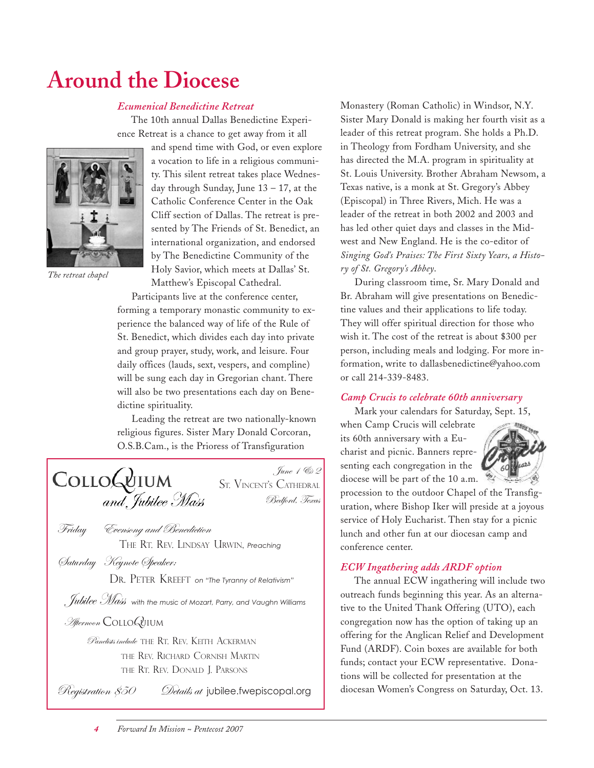# Around the Diocese

### *Ecumenical Benedictine Retreat*

The 10th annual Dallas Benedictine Experience Retreat is a chance to get away from it all and spend time with God, or even explore a vocation to life in a religious community. This silent retreat takes place Wednesday through Sunday, June 13 – 17, at the Catholic Conference Center in the Oak Cliff section of Dallas. The retreat is presented by The Friends of St. Benedict, an international organization, and endorsed by The Benedictine Community of the Holy Savior, which meets at Dallas' St. Matthew's Episcopal Cathedral.

*The retreat chapel*

Participants live at the conference center, forming a temporary monastic community to experience the balanced way of life of the Rule of St. Benedict, which divides each day into private and group prayer, study, work, and leisure. Four daily offices (lauds, sext, vespers, and compline) will be sung each day in Gregorian chant. There will also be two presentations each day on Benedictine spirituality.

Leading the retreat are two nationally-known religious figures. Sister Mary Donald Corcoran, O.S.B.Cam., is the Prioress of Transfiguration Monastery (Roman Catholic) in Windsor, N.Y. Sister Mary Donald is making her fourth visit as a leader of this retreat program. She holds a Ph.D. in Theology from Fordham University, and she has directed the M.A. program in spirituality at St. Louis University. Brother Abraham Newsom, a Texas native, is a monk at St. Gregory's Abbey (Episcopal) in Three Rivers, Mich. He was a leader of the retreat in both 2002 and 2003 and has led other quiet days and classes in the Midwest and New England. He is the co-editor of *Singing God's Praises: The First Sixty Years, a History of St. Gregory's Abbey*.

During classroom time, Sr. Mary Donald and Br. Abraham will give presentations on Benedictine values and their applications to life today. They will offer spiritual direction for those who wish it. The cost of the retreat is about $300 per person, including meals and lodging. For more information, write to dallasbenedictine@yahoo.com or call 214-339-8483.

### *Camp Crucis to celebrate 60th anniversary*

Mark your calendars for Saturday, Sept. 15, when Camp Crucis will celebrate its 60th anniversary with a Eucharist and picnic. Banners representing each congregation in the diocese will be part of the 10 a.m. procession to the outdoor Chapel of the Transfiguration, where Bishop Iker will preside at a joyous service of Holy Eucharist. Then stay for a picnic lunch and other fun at our diocesan camp and conference center.

### *ECW Ingathering adds ARDF option*

The annual ECW ingathering will include two outreach funds beginning this year. As an alternative to the United Thank Offering (UTO), each congregation now has the option of taking up an offering for the Anglican Relief and Development Fund (ARDF). Coin boxes are available for both funds; contact your ECW representative. Donations will be collected for presentation at the diocesan Women's Congress on Saturday, Oct. 13.

---

**COLLOQUIUM *and Jubilee Mass***

*June 1 & 2*
St. Vincent's Cathedral
*Bedford, Texas*

*Friday* — *Evensong and Benediction*
The Rt. Rev. Lindsay Urwin, *Preaching*

*Saturday* — *Keynote Speaker:*
Dr. Peter Kreeft on *"The Tyranny of Relativism"*

*Jubilee Mass* with the music of Mozart, Parry, and Vaughn Williams

*Afternoon* Colloquium
*Panelists include* The Rt. Rev. Keith Ackerman
The Rev. Richard Cornish Martin
The Rt. Rev. Donald J. Parsons

*Registration $50* — *Details at* jubilee.fwepiscopal.org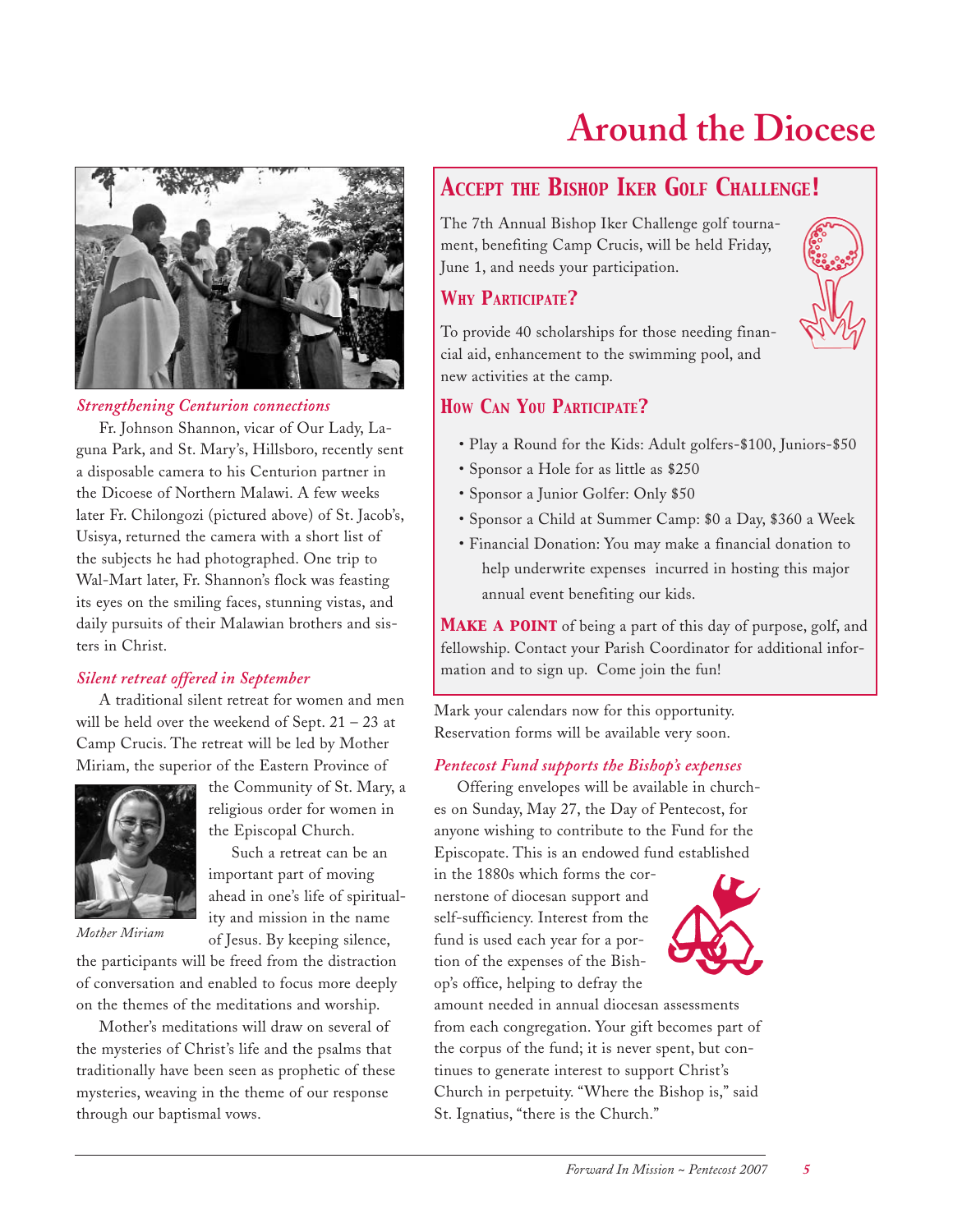# Around the Diocese

*Strengthening Centurion connections*

Fr. Johnson Shannon, vicar of Our Lady, Laguna Park, and St. Mary's, Hillsboro, recently sent a disposable camera to his Centurion partner in the Dicoese of Northern Malawi. A few weeks later Fr. Chilongozi (pictured above) of St. Jacob's, Usisya, returned the camera with a short list of the subjects he had photographed. One trip to Wal-Mart later, Fr. Shannon's flock was feasting its eyes on the smiling faces, stunning vistas, and daily pursuits of their Malawian brothers and sisters in Christ.

*Silent retreat offered in September*

A traditional silent retreat for women and men will be held over the weekend of Sept. 21 – 23 at Camp Crucis. The retreat will be led by Mother Miriam, the superior of the Eastern Province of the Community of St. Mary, a religious order for women in the Episcopal Church.

*Mother Miriam*

Such a retreat can be an important part of moving ahead in one's life of spirituality and mission in the name of Jesus. By keeping silence, the participants will be freed from the distraction of conversation and enabled to focus more deeply on the themes of the meditations and worship.

Mother's meditations will draw on several of the mysteries of Christ's life and the psalms that traditionally have been seen as prophetic of these mysteries, weaving in the theme of our response through our baptismal vows.

## Accept the Bishop Iker Golf Challenge!

The 7th Annual Bishop Iker Challenge golf tournament, benefiting Camp Crucis, will be held Friday, June 1, and needs your participation.

### Why Participate?

To provide 40 scholarships for those needing financial aid, enhancement to the swimming pool, and new activities at the camp.

### How Can You Participate?

- Play a Round for the Kids: Adult golfers-$100, Juniors-$50
- Sponsor a Hole for as little as $250
- Sponsor a Junior Golfer: Only $50
- Sponsor a Child at Summer Camp: $0 a Day, $360 a Week
- Financial Donation: You may make a financial donation to help underwrite expenses incurred in hosting this major annual event benefiting our kids.

**Make a point** of being a part of this day of purpose, golf, and fellowship. Contact your Parish Coordinator for additional information and to sign up. Come join the fun!

Mark your calendars now for this opportunity. Reservation forms will be available very soon.

*Pentecost Fund supports the Bishop's expenses*

Offering envelopes will be available in churches on Sunday, May 27, the Day of Pentecost, for anyone wishing to contribute to the Fund for the Episcopate. This is an endowed fund established in the 1880s which forms the cornerstone of diocesan support and self-sufficiency. Interest from the fund is used each year for a portion of the expenses of the Bishop's office, helping to defray the amount needed in annual diocesan assessments from each congregation. Your gift becomes part of the corpus of the fund; it is never spent, but continues to generate interest to support Christ's Church in perpetuity. "Where the Bishop is," said St. Ignatius, "there is the Church."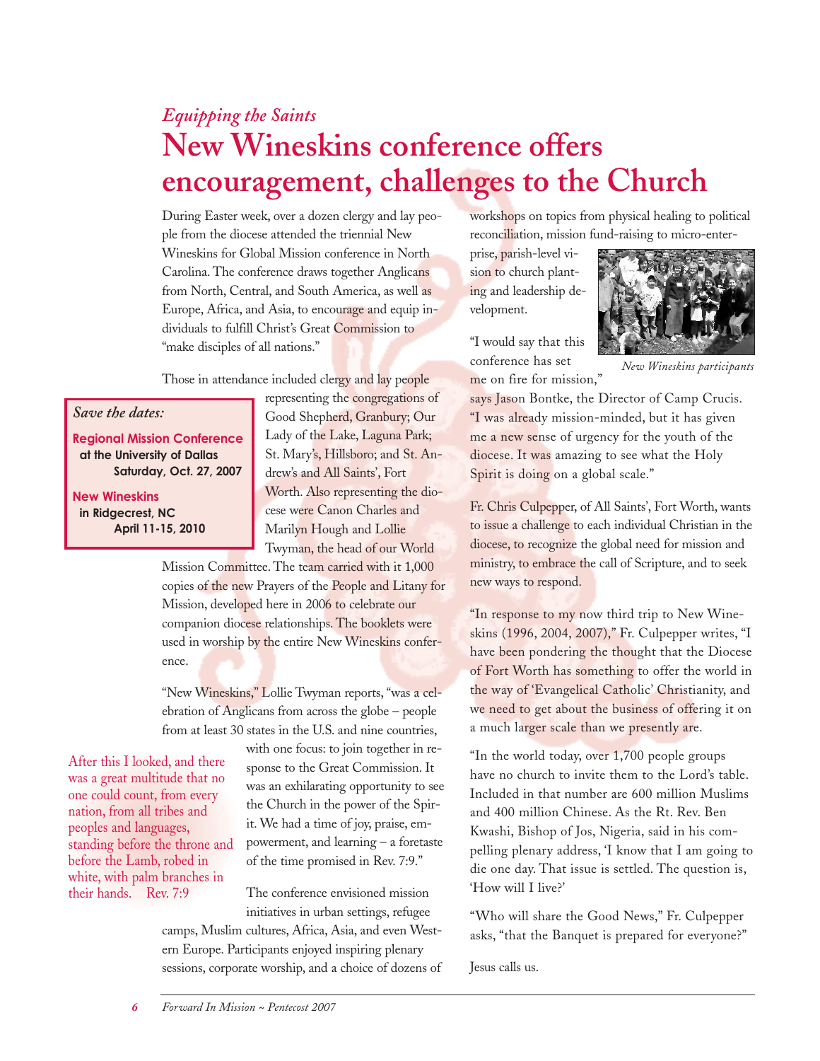*Equipping the Saints*

# New Wineskins conference offers encouragement, challenges to the Church

During Easter week, over a dozen clergy and lay people from the diocese attended the triennial New Wineskins for Global Mission conference in North Carolina. The conference draws together Anglicans from North, Central, and South America, as well as Europe, Africa, and Asia, to encourage and equip individuals to fulfill Christ's Great Commission to "make disciples of all nations."

Those in attendance included clergy and lay people representing the congregations of Good Shepherd, Granbury; Our Lady of the Lake, Laguna Park; St. Mary's, Hillsboro; and St. Andrew's and All Saints', Fort Worth. Also representing the diocese were Canon Charles and Marilyn Hough and Lollie Twyman, the head of our World Mission Committee. The team carried with it 1,000 copies of the new Prayers of the People and Litany for Mission, developed here in 2006 to celebrate our companion diocese relationships. The booklets were used in worship by the entire New Wineskins conference.

*Save the dates:*

**Regional Mission Conference**
**at the University of Dallas**
**Saturday, Oct. 27, 2007**

**New Wineskins**
**in Ridgecrest, NC**
**April 11-15, 2010**

"New Wineskins," Lollie Twyman reports, "was a celebration of Anglicans from across the globe – people from at least 30 states in the U.S. and nine countries, with one focus: to join together in response to the Great Commission. It was an exhilarating opportunity to see the Church in the power of the Spirit. We had a time of joy, praise, empowerment, and learning – a foretaste of the time promised in Rev. 7:9."

After this I looked, and there was a great multitude that no one could count, from every nation, from all tribes and peoples and languages, standing before the throne and before the Lamb, robed in white, with palm branches in their hands. Rev. 7:9

The conference envisioned mission initiatives in urban settings, refugee camps, Muslim cultures, Africa, Asia, and even Western Europe. Participants enjoyed inspiring plenary sessions, corporate worship, and a choice of dozens of workshops on topics from physical healing to political reconciliation, mission fund-raising to micro-enterprise, parish-level vision to church planting and leadership development.

*New Wineskins participants*

"I would say that this conference has set me on fire for mission," says Jason Bontke, the Director of Camp Crucis. "I was already mission-minded, but it has given me a new sense of urgency for the youth of the diocese. It was amazing to see what the Holy Spirit is doing on a global scale."

Fr. Chris Culpepper, of All Saints', Fort Worth, wants to issue a challenge to each individual Christian in the diocese, to recognize the global need for mission and ministry, to embrace the call of Scripture, and to seek new ways to respond.

"In response to my now third trip to New Wineskins (1996, 2004, 2007)," Fr. Culpepper writes, "I have been pondering the thought that the Diocese of Fort Worth has something to offer the world in the way of 'Evangelical Catholic' Christianity, and we need to get about the business of offering it on a much larger scale than we presently are.

"In the world today, over 1,700 people groups have no church to invite them to the Lord's table. Included in that number are 600 million Muslims and 400 million Chinese. As the Rt. Rev. Ben Kwashi, Bishop of Jos, Nigeria, said in his compelling plenary address, 'I know that I am going to die one day. That issue is settled. The question is, 'How will I live?'

"Who will share the Good News," Fr. Culpepper asks, "that the Banquet is prepared for everyone?"

Jesus calls us.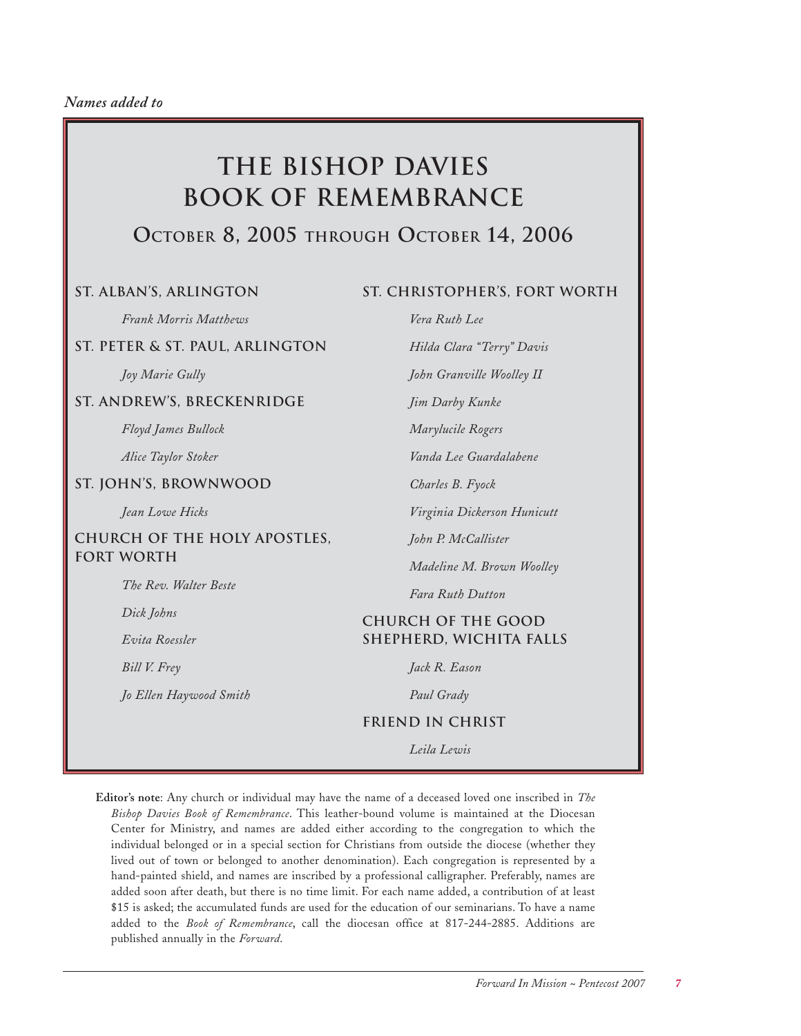*Names added to*

# THE BISHOP DAVIES BOOK OF REMEMBRANCE

## October 8, 2005 through October 14, 2006

### ST. ALBAN'S, ARLINGTON

*Frank Morris Matthews*

### ST. PETER & ST. PAUL, ARLINGTON

*Joy Marie Gully*

### ST. ANDREW'S, BRECKENRIDGE

*Floyd James Bullock*

*Alice Taylor Stoker*

### ST. JOHN'S, BROWNWOOD

*Jean Lowe Hicks*

### CHURCH OF THE HOLY APOSTLES, FORT WORTH

*The Rev. Walter Beste*

*Dick Johns*

*Evita Roessler*

*Bill V. Frey*

*Jo Ellen Haywood Smith*

### ST. CHRISTOPHER'S, FORT WORTH

*Vera Ruth Lee*

*Hilda Clara "Terry" Davis*

*John Granville Woolley II*

*Jim Darby Kunke*

*Marylucile Rogers*

*Vanda Lee Guardalabene*

*Charles B. Fyock*

*Virginia Dickerson Hunicutt*

*John P. McCallister*

*Madeline M. Brown Woolley*

*Fara Ruth Dutton*

### CHURCH OF THE GOOD SHEPHERD, WICHITA FALLS

*Jack R. Eason*

*Paul Grady*

### FRIEND IN CHRIST

*Leila Lewis*

**Editor's note**: Any church or individual may have the name of a deceased loved one inscribed in *The Bishop Davies Book of Remembrance*. This leather-bound volume is maintained at the Diocesan Center for Ministry, and names are added either according to the congregation to which the individual belonged or in a special section for Christians from outside the diocese (whether they lived out of town or belonged to another denomination). Each congregation is represented by a hand-painted shield, and names are inscribed by a professional calligrapher. Preferably, names are added soon after death, but there is no time limit. For each name added, a contribution of at least $15 is asked; the accumulated funds are used for the education of our seminarians. To have a name added to the *Book of Remembrance*, call the diocesan office at 817-244-2885. Additions are published annually in the *Forward*.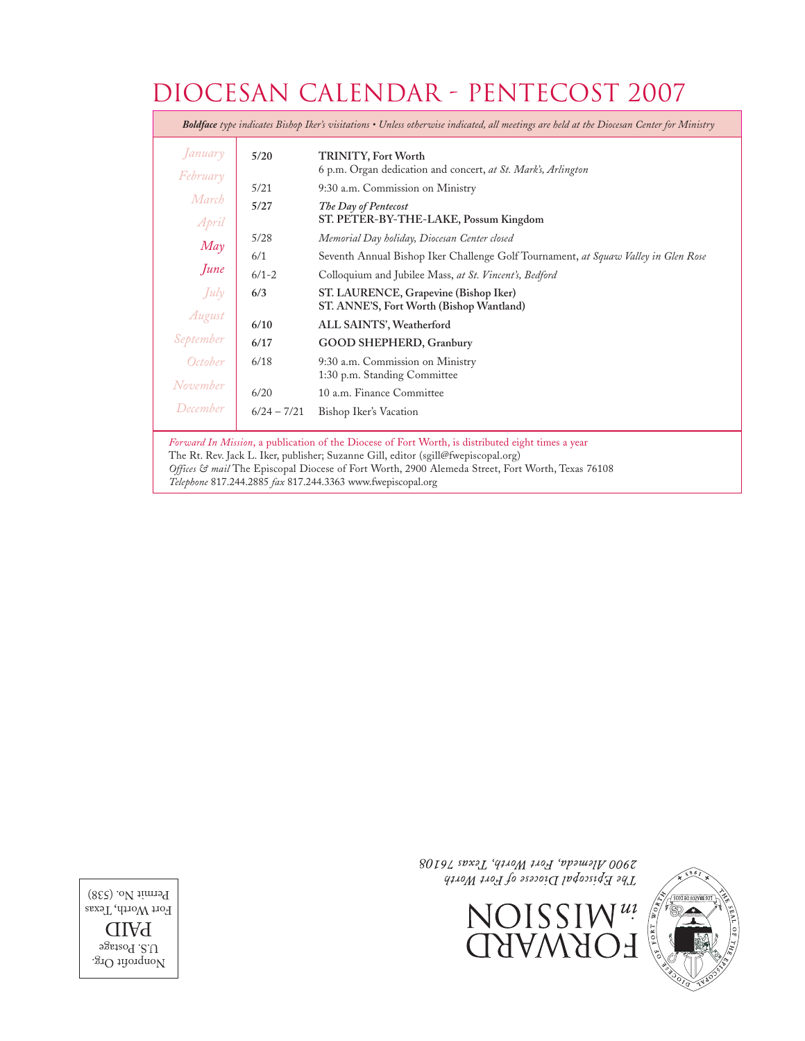# DIOCESAN CALENDAR - PENTECOST 2007

***Boldface** type indicates Bishop Iker's visitations • Unless otherwise indicated, all meetings are held at the Diocesan Center for Ministry*

*January*
*February*
*March*
*April*
*May*
*June*
*July*
*August*
*September*
*October*
*November*
*December*

| | |
|---|---|
| **5/20** | **TRINITY, Fort Worth**<br>6 p.m. Organ dedication and concert, *at St. Mark's, Arlington* |
| 5/21 | 9:30 a.m. Commission on Ministry |
| **5/27** | *The Day of Pentecost*<br>**ST. PETER-BY-THE-LAKE, Possum Kingdom** |
| 5/28 | *Memorial Day holiday, Diocesan Center closed* |
| 6/1 | Seventh Annual Bishop Iker Challenge Golf Tournament, *at Squaw Valley in Glen Rose* |
| 6/1-2 | Colloquium and Jubilee Mass, *at St. Vincent's, Bedford* |
| **6/3** | **ST. LAURENCE, Grapevine (Bishop Iker)**<br>**ST. ANNE'S, Fort Worth (Bishop Wantland)** |
| **6/10** | **ALL SAINTS', Weatherford** |
| **6/17** | **GOOD SHEPHERD, Granbury** |
| 6/18 | 9:30 a.m. Commission on Ministry<br>1:30 p.m. Standing Committee |
| 6/20 | 10 a.m. Finance Committee |
| 6/24 – 7/21 | Bishop Iker's Vacation |

*Forward In Mission*, a publication of the Diocese of Fort Worth, is distributed eight times a year
The Rt. Rev. Jack L. Iker, publisher; Suzanne Gill, editor (sgill@fwepiscopal.org)
*Offices & mail* The Episcopal Diocese of Fort Worth, 2900 Alemeda Street, Fort Worth, Texas 76108
*Telephone* 817.244.2885 *fax* 817.244.3363 www.fwepiscopal.org

FORWARD *in* MISSION
*The Episcopal Diocese of Fort Worth*
*2900 Alemeda, Fort Worth, Texas 76108*

Nonprofit Org.
U.S. Postage
PAID
Fort Worth, Texas
Permit No. (538)